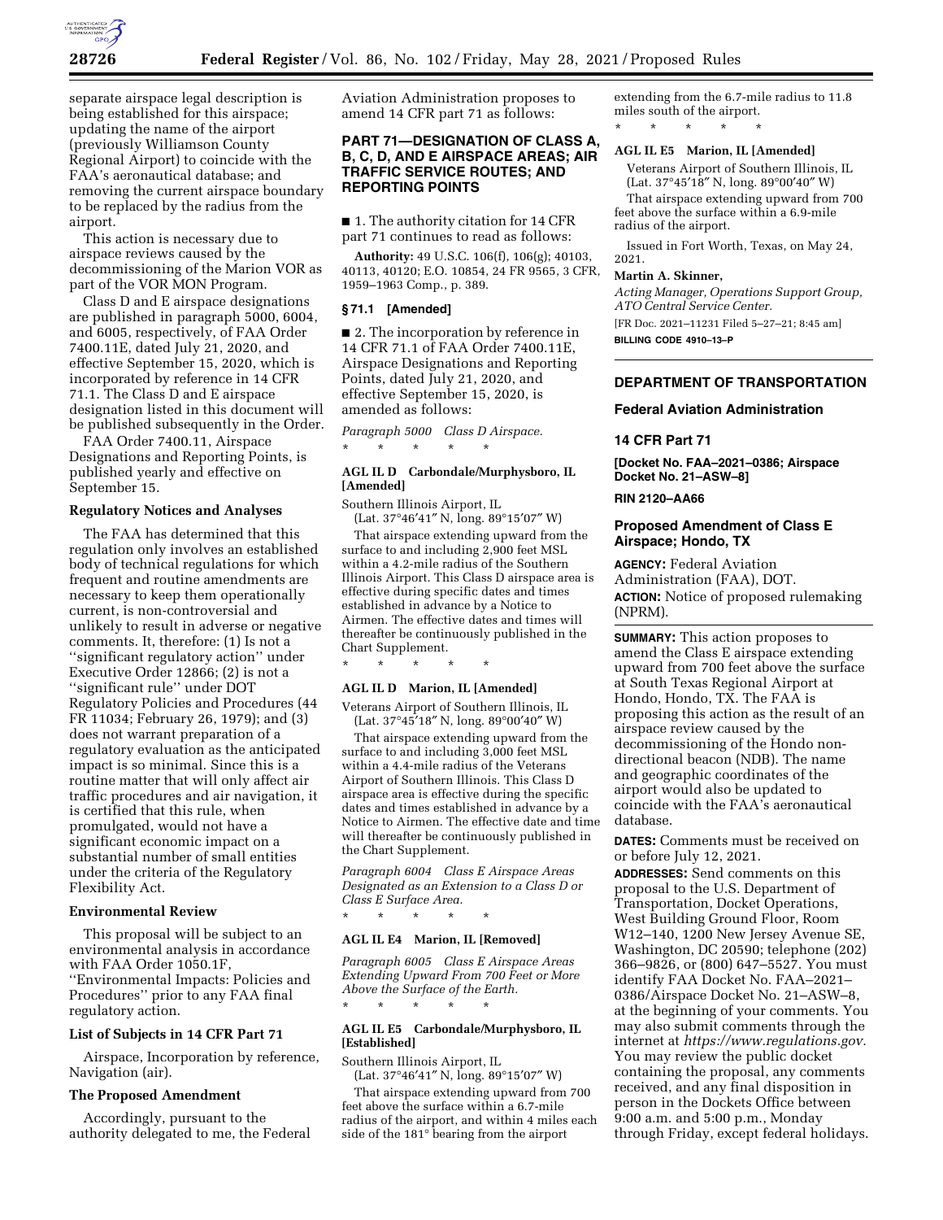separate airspace legal description is being established for this airspace; updating the name of the airport (previously Williamson County Regional Airport) to coincide with the FAA's aeronautical database; and removing the current airspace boundary to be replaced by the radius from the airport.

This action is necessary due to airspace reviews caused by the decommissioning of the Marion VOR as part of the VOR MON Program.

Class D and E airspace designations are published in paragraph 5000, 6004, and 6005, respectively, of FAA Order 7400.11E, dated July 21, 2020, and effective September 15, 2020, which is incorporated by reference in 14 CFR 71.1. The Class D and E airspace designation listed in this document will be published subsequently in the Order.

FAA Order 7400.11, Airspace Designations and Reporting Points, is published yearly and effective on September 15.

### Regulatory Notices and Analyses

The FAA has determined that this regulation only involves an established body of technical regulations for which frequent and routine amendments are necessary to keep them operationally current, is non-controversial and unlikely to result in adverse or negative comments. It, therefore: (1) Is not a ''significant regulatory action'' under Executive Order 12866; (2) is not a ''significant rule'' under DOT Regulatory Policies and Procedures (44 FR 11034; February 26, 1979); and (3) does not warrant preparation of a regulatory evaluation as the anticipated impact is so minimal. Since this is a routine matter that will only affect air traffic procedures and air navigation, it is certified that this rule, when promulgated, would not have a significant economic impact on a substantial number of small entities under the criteria of the Regulatory Flexibility Act.

### Environmental Review

This proposal will be subject to an environmental analysis in accordance with FAA Order 1050.1F, ''Environmental Impacts: Policies and Procedures'' prior to any FAA final regulatory action.

### List of Subjects in 14 CFR Part 71

Airspace, Incorporation by reference, Navigation (air).

### The Proposed Amendment

Accordingly, pursuant to the authority delegated to me, the Federal Aviation Administration proposes to amend 14 CFR part 71 as follows:

### PART 71—DESIGNATION OF CLASS A, B, C, D, AND E AIRSPACE AREAS; AIR TRAFFIC SERVICE ROUTES; AND REPORTING POINTS

■ 1. The authority citation for 14 CFR part 71 continues to read as follows:

**Authority:** 49 U.S.C. 106(f), 106(g); 40103, 40113, 40120; E.O. 10854, 24 FR 9565, 3 CFR, 1959–1963 Comp., p. 389.

#### § 71.1 [Amended]

■ 2. The incorporation by reference in 14 CFR 71.1 of FAA Order 7400.11E, Airspace Designations and Reporting Points, dated July 21, 2020, and effective September 15, 2020, is amended as follows:

*Paragraph 5000 Class D Airspace.*

\* \* \* \* \*

**AGL IL D Carbondale/Murphysboro, IL [Amended]**

Southern Illinois Airport, IL
(Lat. 37°46′41″ N, long. 89°15′07″ W)

That airspace extending upward from the surface to and including 2,900 feet MSL within a 4.2-mile radius of the Southern Illinois Airport. This Class D airspace area is effective during specific dates and times established in advance by a Notice to Airmen. The effective dates and times will thereafter be continuously published in the Chart Supplement.

\* \* \* \* \*

**AGL IL D Marion, IL [Amended]**

Veterans Airport of Southern Illinois, IL
(Lat. 37°45′18″ N, long. 89°00′40″ W)

That airspace extending upward from the surface to and including 3,000 feet MSL within a 4.4-mile radius of the Veterans Airport of Southern Illinois. This Class D airspace area is effective during the specific dates and times established in advance by a Notice to Airmen. The effective date and time will thereafter be continuously published in the Chart Supplement.

*Paragraph 6004 Class E Airspace Areas Designated as an Extension to a Class D or Class E Surface Area.*

\* \* \* \* \*

**AGL IL E4 Marion, IL [Removed]**

*Paragraph 6005 Class E Airspace Areas Extending Upward From 700 Feet or More Above the Surface of the Earth.*

\* \* \* \* \*

**AGL IL E5 Carbondale/Murphysboro, IL [Established]**

Southern Illinois Airport, IL
(Lat. 37°46′41″ N, long. 89°15′07″ W)

That airspace extending upward from 700 feet above the surface within a 6.7-mile radius of the airport, and within 4 miles each side of the 181° bearing from the airport extending from the 6.7-mile radius to 11.8 miles south of the airport.

\* \* \* \* \*

**AGL IL E5 Marion, IL [Amended]**

Veterans Airport of Southern Illinois, IL
(Lat. 37°45′18″ N, long. 89°00′40″ W)

That airspace extending upward from 700 feet above the surface within a 6.9-mile radius of the airport.

Issued in Fort Worth, Texas, on May 24, 2021.

**Martin A. Skinner,**

*Acting Manager, Operations Support Group, ATO Central Service Center.*

[FR Doc. 2021–11231 Filed 5–27–21; 8:45 am]

**BILLING CODE 4910–13–P**

---

## DEPARTMENT OF TRANSPORTATION

### Federal Aviation Administration

### 14 CFR Part 71

**[Docket No. FAA–2021–0386; Airspace Docket No. 21–ASW–8]**

**RIN 2120–AA66**

## Proposed Amendment of Class E Airspace; Hondo, TX

**AGENCY:** Federal Aviation Administration (FAA), DOT.

**ACTION:** Notice of proposed rulemaking (NPRM).

**SUMMARY:** This action proposes to amend the Class E airspace extending upward from 700 feet above the surface at South Texas Regional Airport at Hondo, Hondo, TX. The FAA is proposing this action as the result of an airspace review caused by the decommissioning of the Hondo non-directional beacon (NDB). The name and geographic coordinates of the airport would also be updated to coincide with the FAA's aeronautical database.

**DATES:** Comments must be received on or before July 12, 2021.

**ADDRESSES:** Send comments on this proposal to the U.S. Department of Transportation, Docket Operations, West Building Ground Floor, Room W12–140, 1200 New Jersey Avenue SE, Washington, DC 20590; telephone (202) 366–9826, or (800) 647–5527. You must identify FAA Docket No. FAA–2021–0386/Airspace Docket No. 21–ASW–8, at the beginning of your comments. You may also submit comments through the internet at *https://www.regulations.gov.* You may review the public docket containing the proposal, any comments received, and any final disposition in person in the Dockets Office between 9:00 a.m. and 5:00 p.m., Monday through Friday, except federal holidays.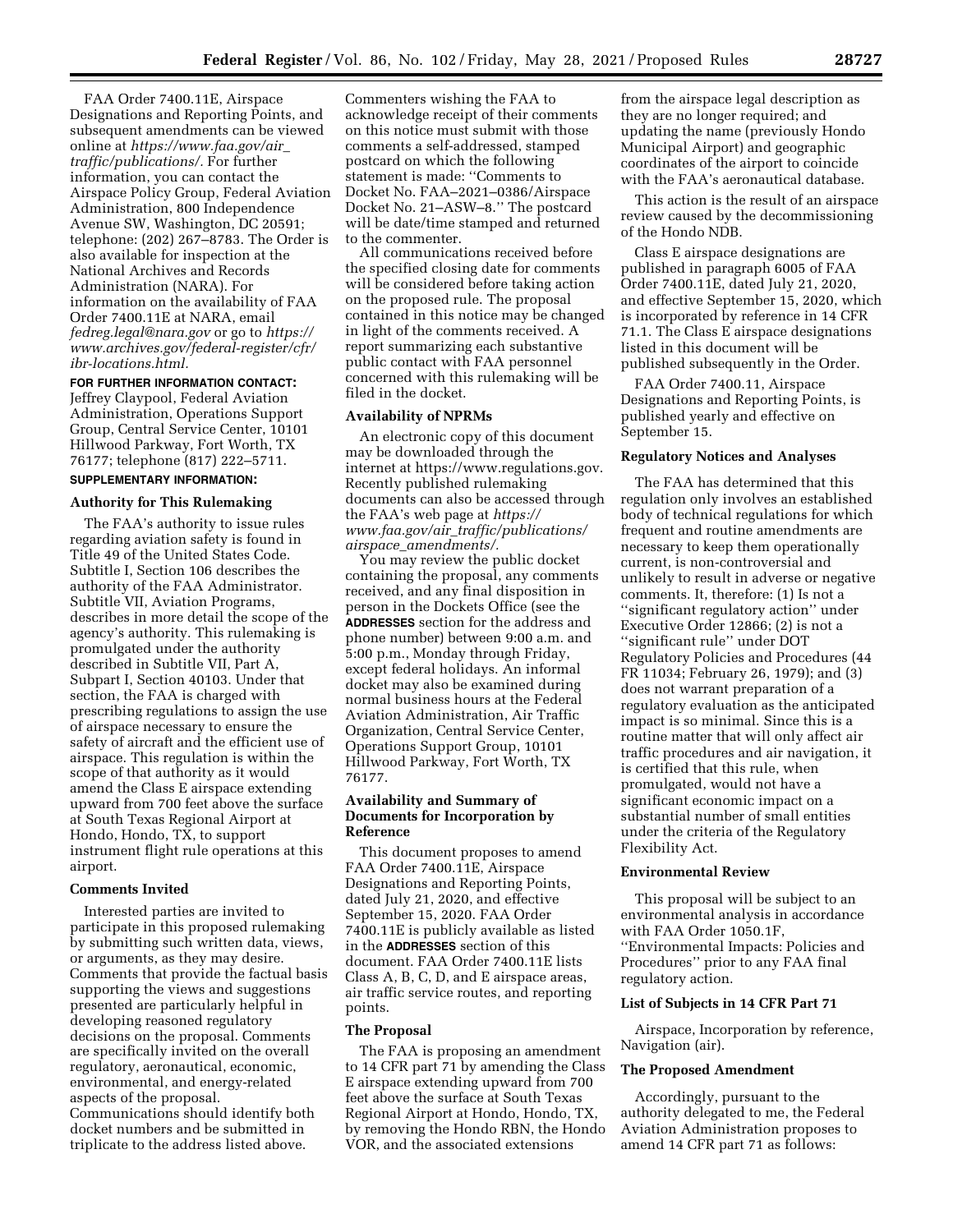FAA Order 7400.11E, Airspace Designations and Reporting Points, and subsequent amendments can be viewed online at *https://www.faa.gov/air_traffic/publications/.* For further information, you can contact the Airspace Policy Group, Federal Aviation Administration, 800 Independence Avenue SW, Washington, DC 20591; telephone: (202) 267–8783. The Order is also available for inspection at the National Archives and Records Administration (NARA). For information on the availability of FAA Order 7400.11E at NARA, email *fedreg.legal@nara.gov* or go to *https://www.archives.gov/federal-register/cfr/ibr-locations.html.*

**FOR FURTHER INFORMATION CONTACT:** Jeffrey Claypool, Federal Aviation Administration, Operations Support Group, Central Service Center, 10101 Hillwood Parkway, Fort Worth, TX 76177; telephone (817) 222–5711.

**SUPPLEMENTARY INFORMATION:**

### Authority for This Rulemaking

The FAA's authority to issue rules regarding aviation safety is found in Title 49 of the United States Code. Subtitle I, Section 106 describes the authority of the FAA Administrator. Subtitle VII, Aviation Programs, describes in more detail the scope of the agency's authority. This rulemaking is promulgated under the authority described in Subtitle VII, Part A, Subpart I, Section 40103. Under that section, the FAA is charged with prescribing regulations to assign the use of airspace necessary to ensure the safety of aircraft and the efficient use of airspace. This regulation is within the scope of that authority as it would amend the Class E airspace extending upward from 700 feet above the surface at South Texas Regional Airport at Hondo, Hondo, TX, to support instrument flight rule operations at this airport.

### Comments Invited

Interested parties are invited to participate in this proposed rulemaking by submitting such written data, views, or arguments, as they may desire. Comments that provide the factual basis supporting the views and suggestions presented are particularly helpful in developing reasoned regulatory decisions on the proposal. Comments are specifically invited on the overall regulatory, aeronautical, economic, environmental, and energy-related aspects of the proposal. Communications should identify both docket numbers and be submitted in triplicate to the address listed above. Commenters wishing the FAA to acknowledge receipt of their comments on this notice must submit with those comments a self-addressed, stamped postcard on which the following statement is made: ''Comments to Docket No. FAA–2021–0386/Airspace Docket No. 21–ASW–8.'' The postcard will be date/time stamped and returned to the commenter.

All communications received before the specified closing date for comments will be considered before taking action on the proposed rule. The proposal contained in this notice may be changed in light of the comments received. A report summarizing each substantive public contact with FAA personnel concerned with this rulemaking will be filed in the docket.

### Availability of NPRMs

An electronic copy of this document may be downloaded through the internet at https://www.regulations.gov. Recently published rulemaking documents can also be accessed through the FAA's web page at *https://www.faa.gov/air_traffic/publications/airspace_amendments/.*

You may review the public docket containing the proposal, any comments received, and any final disposition in person in the Dockets Office (see the **ADDRESSES** section for the address and phone number) between 9:00 a.m. and 5:00 p.m., Monday through Friday, except federal holidays. An informal docket may also be examined during normal business hours at the Federal Aviation Administration, Air Traffic Organization, Central Service Center, Operations Support Group, 10101 Hillwood Parkway, Fort Worth, TX 76177.

### Availability and Summary of Documents for Incorporation by Reference

This document proposes to amend FAA Order 7400.11E, Airspace Designations and Reporting Points, dated July 21, 2020, and effective September 15, 2020. FAA Order 7400.11E is publicly available as listed in the **ADDRESSES** section of this document. FAA Order 7400.11E lists Class A, B, C, D, and E airspace areas, air traffic service routes, and reporting points.

### The Proposal

The FAA is proposing an amendment to 14 CFR part 71 by amending the Class E airspace extending upward from 700 feet above the surface at South Texas Regional Airport at Hondo, Hondo, TX, by removing the Hondo RBN, the Hondo VOR, and the associated extensions from the airspace legal description as they are no longer required; and updating the name (previously Hondo Municipal Airport) and geographic coordinates of the airport to coincide with the FAA's aeronautical database.

This action is the result of an airspace review caused by the decommissioning of the Hondo NDB.

Class E airspace designations are published in paragraph 6005 of FAA Order 7400.11E, dated July 21, 2020, and effective September 15, 2020, which is incorporated by reference in 14 CFR 71.1. The Class E airspace designations listed in this document will be published subsequently in the Order.

FAA Order 7400.11, Airspace Designations and Reporting Points, is published yearly and effective on September 15.

### Regulatory Notices and Analyses

The FAA has determined that this regulation only involves an established body of technical regulations for which frequent and routine amendments are necessary to keep them operationally current, is non-controversial and unlikely to result in adverse or negative comments. It, therefore: (1) Is not a ''significant regulatory action'' under Executive Order 12866; (2) is not a ''significant rule'' under DOT Regulatory Policies and Procedures (44 FR 11034; February 26, 1979); and (3) does not warrant preparation of a regulatory evaluation as the anticipated impact is so minimal. Since this is a routine matter that will only affect air traffic procedures and air navigation, it is certified that this rule, when promulgated, would not have a significant economic impact on a substantial number of small entities under the criteria of the Regulatory Flexibility Act.

### Environmental Review

This proposal will be subject to an environmental analysis in accordance with FAA Order 1050.1F, ''Environmental Impacts: Policies and Procedures'' prior to any FAA final regulatory action.

### List of Subjects in 14 CFR Part 71

Airspace, Incorporation by reference, Navigation (air).

### The Proposed Amendment

Accordingly, pursuant to the authority delegated to me, the Federal Aviation Administration proposes to amend 14 CFR part 71 as follows: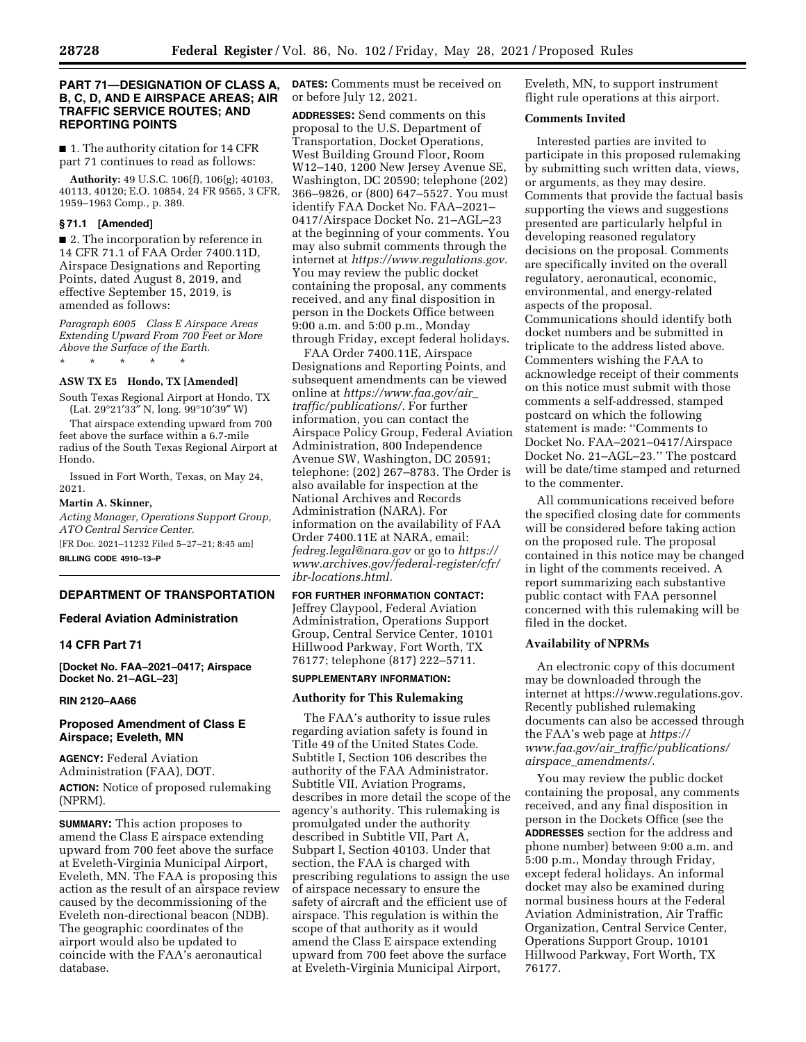## PART 71—DESIGNATION OF CLASS A, B, C, D, AND E AIRSPACE AREAS; AIR TRAFFIC SERVICE ROUTES; AND REPORTING POINTS

■ 1. The authority citation for 14 CFR part 71 continues to read as follows:

**Authority:** 49 U.S.C. 106(f), 106(g); 40103, 40113, 40120; E.O. 10854, 24 FR 9565, 3 CFR, 1959–1963 Comp., p. 389.

### § 71.1 [Amended]

■ 2. The incorporation by reference in 14 CFR 71.1 of FAA Order 7400.11D, Airspace Designations and Reporting Points, dated August 8, 2019, and effective September 15, 2019, is amended as follows:

*Paragraph 6005 Class E Airspace Areas Extending Upward From 700 Feet or More Above the Surface of the Earth.*

\* \* \* \* \*

**ASW TX E5 Hondo, TX [Amended]**

South Texas Regional Airport at Hondo, TX (Lat. 29°21′33″ N, long. 99°10′39″ W)

That airspace extending upward from 700 feet above the surface within a 6.7-mile radius of the South Texas Regional Airport at Hondo.

Issued in Fort Worth, Texas, on May 24, 2021.

**Martin A. Skinner,**

*Acting Manager, Operations Support Group, ATO Central Service Center.*

[FR Doc. 2021–11232 Filed 5–27–21; 8:45 am]

**BILLING CODE 4910–13–P**

---

## DEPARTMENT OF TRANSPORTATION

## Federal Aviation Administration

## 14 CFR Part 71

**[Docket No. FAA–2021–0417; Airspace Docket No. 21–AGL–23]**

**RIN 2120–AA66**

## Proposed Amendment of Class E Airspace; Eveleth, MN

**AGENCY:** Federal Aviation Administration (FAA), DOT.

**ACTION:** Notice of proposed rulemaking (NPRM).

**SUMMARY:** This action proposes to amend the Class E airspace extending upward from 700 feet above the surface at Eveleth-Virginia Municipal Airport, Eveleth, MN. The FAA is proposing this action as the result of an airspace review caused by the decommissioning of the Eveleth non-directional beacon (NDB). The geographic coordinates of the airport would also be updated to coincide with the FAA's aeronautical database.

**DATES:** Comments must be received on or before July 12, 2021.

**ADDRESSES:** Send comments on this proposal to the U.S. Department of Transportation, Docket Operations, West Building Ground Floor, Room W12–140, 1200 New Jersey Avenue SE, Washington, DC 20590; telephone (202) 366–9826, or (800) 647–5527. You must identify FAA Docket No. FAA–2021–0417/Airspace Docket No. 21–AGL–23 at the beginning of your comments. You may also submit comments through the internet at *https://www.regulations.gov.* You may review the public docket containing the proposal, any comments received, and any final disposition in person in the Dockets Office between 9:00 a.m. and 5:00 p.m., Monday through Friday, except federal holidays.

FAA Order 7400.11E, Airspace Designations and Reporting Points, and subsequent amendments can be viewed online at *https://www.faa.gov/air_traffic/publications/*. For further information, you can contact the Airspace Policy Group, Federal Aviation Administration, 800 Independence Avenue SW, Washington, DC 20591; telephone: (202) 267–8783. The Order is also available for inspection at the National Archives and Records Administration (NARA). For information on the availability of FAA Order 7400.11E at NARA, email: *fedreg.legal@nara.gov* or go to *https://www.archives.gov/federal-register/cfr/ibr-locations.html.*

**FOR FURTHER INFORMATION CONTACT:** Jeffrey Claypool, Federal Aviation Administration, Operations Support Group, Central Service Center, 10101 Hillwood Parkway, Fort Worth, TX 76177; telephone (817) 222–5711.

**SUPPLEMENTARY INFORMATION:**

### Authority for This Rulemaking

The FAA's authority to issue rules regarding aviation safety is found in Title 49 of the United States Code. Subtitle I, Section 106 describes the authority of the FAA Administrator. Subtitle VII, Aviation Programs, describes in more detail the scope of the agency's authority. This rulemaking is promulgated under the authority described in Subtitle VII, Part A, Subpart I, Section 40103. Under that section, the FAA is charged with prescribing regulations to assign the use of airspace necessary to ensure the safety of aircraft and the efficient use of airspace. This regulation is within the scope of that authority as it would amend the Class E airspace extending upward from 700 feet above the surface at Eveleth-Virginia Municipal Airport, Eveleth, MN, to support instrument flight rule operations at this airport.

### Comments Invited

Interested parties are invited to participate in this proposed rulemaking by submitting such written data, views, or arguments, as they may desire. Comments that provide the factual basis supporting the views and suggestions presented are particularly helpful in developing reasoned regulatory decisions on the proposal. Comments are specifically invited on the overall regulatory, aeronautical, economic, environmental, and energy-related aspects of the proposal. Communications should identify both docket numbers and be submitted in triplicate to the address listed above. Commenters wishing the FAA to acknowledge receipt of their comments on this notice must submit with those comments a self-addressed, stamped postcard on which the following statement is made: ''Comments to Docket No. FAA–2021–0417/Airspace Docket No. 21–AGL–23.'' The postcard will be date/time stamped and returned to the commenter.

All communications received before the specified closing date for comments will be considered before taking action on the proposed rule. The proposal contained in this notice may be changed in light of the comments received. A report summarizing each substantive public contact with FAA personnel concerned with this rulemaking will be filed in the docket.

### Availability of NPRMs

An electronic copy of this document may be downloaded through the internet at https://www.regulations.gov. Recently published rulemaking documents can also be accessed through the FAA's web page at *https://www.faa.gov/air_traffic/publications/airspace_amendments/.*

You may review the public docket containing the proposal, any comments received, and any final disposition in person in the Dockets Office (see the **ADDRESSES** section for the address and phone number) between 9:00 a.m. and 5:00 p.m., Monday through Friday, except federal holidays. An informal docket may also be examined during normal business hours at the Federal Aviation Administration, Air Traffic Organization, Central Service Center, Operations Support Group, 10101 Hillwood Parkway, Fort Worth, TX 76177.